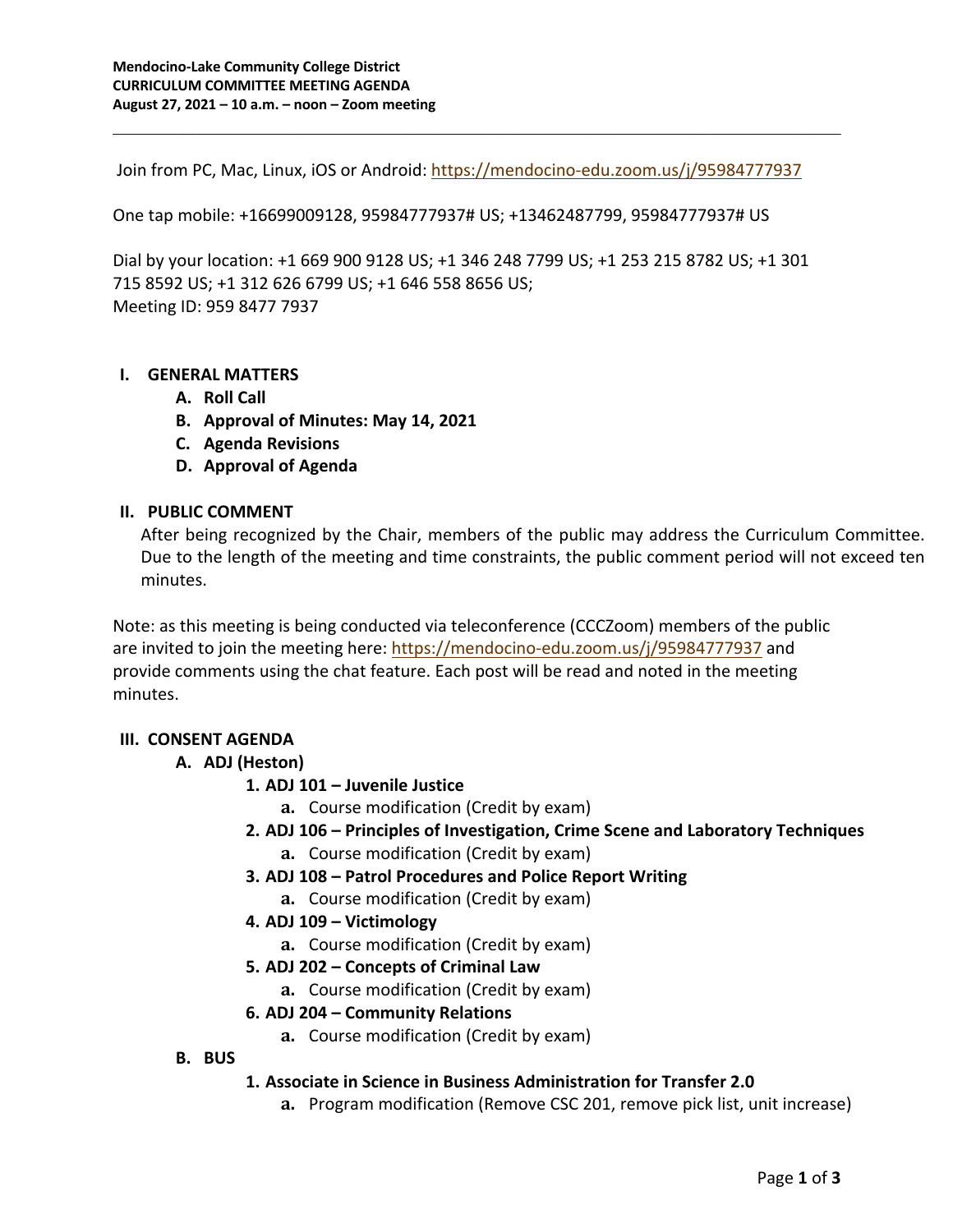**Mendocino-Lake Community College District**
**CURRICULUM COMMITTEE MEETING AGENDA**
**August 27, 2021 – 10 a.m. – noon – Zoom meeting**

---

Join from PC, Mac, Linux, iOS or Android: [https://mendocino-edu.zoom.us/j/95984777937](https://mendocino-edu.zoom.us/j/95984777937)

One tap mobile: +16699009128, 95984777937# US; +13462487799, 95984777937# US

Dial by your location: +1 669 900 9128 US; +1 346 248 7799 US; +1 253 215 8782 US; +1 301 715 8592 US; +1 312 626 6799 US; +1 646 558 8656 US;
Meeting ID: 959 8477 7937

## I. GENERAL MATTERS

- **A. Roll Call**
- **B. Approval of Minutes: May 14, 2021**
- **C. Agenda Revisions**
- **D. Approval of Agenda**

## II. PUBLIC COMMENT

After being recognized by the Chair, members of the public may address the Curriculum Committee. Due to the length of the meeting and time constraints, the public comment period will not exceed ten minutes.

Note: as this meeting is being conducted via teleconference (CCCZoom) members of the public are invited to join the meeting here: [https://mendocino-edu.zoom.us/j/95984777937](https://mendocino-edu.zoom.us/j/95984777937) and provide comments using the chat feature. Each post will be read and noted in the meeting minutes.

## III. CONSENT AGENDA

- **A. ADJ (Heston)**
  1. **ADJ 101 – Juvenile Justice**
     - **a.** Course modification (Credit by exam)
  2. **ADJ 106 – Principles of Investigation, Crime Scene and Laboratory Techniques**
     - **a.** Course modification (Credit by exam)
  3. **ADJ 108 – Patrol Procedures and Police Report Writing**
     - **a.** Course modification (Credit by exam)
  4. **ADJ 109 – Victimology**
     - **a.** Course modification (Credit by exam)
  5. **ADJ 202 – Concepts of Criminal Law**
     - **a.** Course modification (Credit by exam)
  6. **ADJ 204 – Community Relations**
     - **a.** Course modification (Credit by exam)
- **B. BUS**
  1. **Associate in Science in Business Administration for Transfer 2.0**
     - **a.** Program modification (Remove CSC 201, remove pick list, unit increase)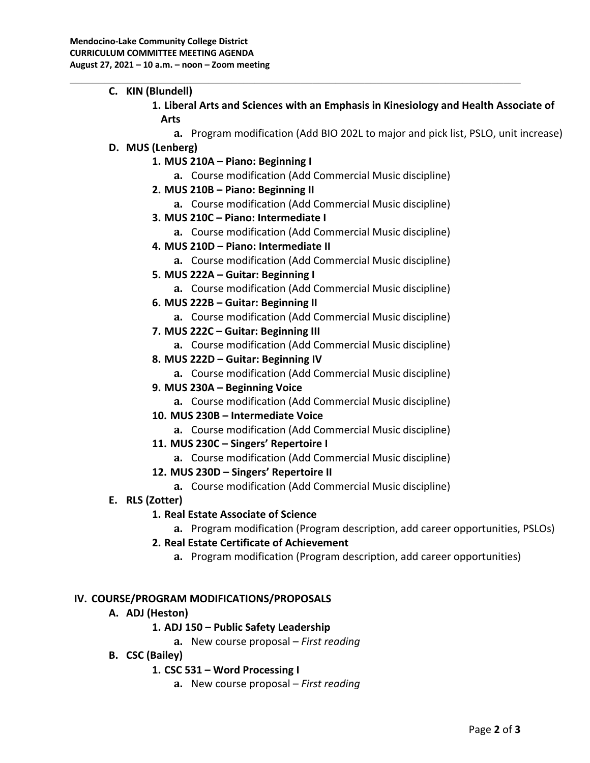- **C. KIN (Blundell)**
  - **1. Liberal Arts and Sciences with an Emphasis in Kinesiology and Health Associate of Arts**
    - **a.** Program modification (Add BIO 202L to major and pick list, PSLO, unit increase)
- **D. MUS (Lenberg)**
  - **1. MUS 210A – Piano: Beginning I**
    - **a.** Course modification (Add Commercial Music discipline)
  - **2. MUS 210B – Piano: Beginning II**
    - **a.** Course modification (Add Commercial Music discipline)
  - **3. MUS 210C – Piano: Intermediate I**
    - **a.** Course modification (Add Commercial Music discipline)
  - **4. MUS 210D – Piano: Intermediate II**
    - **a.** Course modification (Add Commercial Music discipline)
  - **5. MUS 222A – Guitar: Beginning I**
    - **a.** Course modification (Add Commercial Music discipline)
  - **6. MUS 222B – Guitar: Beginning II**
    - **a.** Course modification (Add Commercial Music discipline)
  - **7. MUS 222C – Guitar: Beginning III**
    - **a.** Course modification (Add Commercial Music discipline)
  - **8. MUS 222D – Guitar: Beginning IV**
    - **a.** Course modification (Add Commercial Music discipline)
  - **9. MUS 230A – Beginning Voice**
    - **a.** Course modification (Add Commercial Music discipline)
  - **10. MUS 230B – Intermediate Voice**
    - **a.** Course modification (Add Commercial Music discipline)
  - **11. MUS 230C – Singers' Repertoire I**
    - **a.** Course modification (Add Commercial Music discipline)
  - **12. MUS 230D – Singers' Repertoire II**
    - **a.** Course modification (Add Commercial Music discipline)
- **E. RLS (Zotter)**
  - **1. Real Estate Associate of Science**
    - **a.** Program modification (Program description, add career opportunities, PSLOs)
  - **2. Real Estate Certificate of Achievement**
    - **a.** Program modification (Program description, add career opportunities)

## IV. COURSE/PROGRAM MODIFICATIONS/PROPOSALS

- **A. ADJ (Heston)**
  - **1. ADJ 150 – Public Safety Leadership**
    - **a.** New course proposal – *First reading*
- **B. CSC (Bailey)**
  - **1. CSC 531 – Word Processing I**
    - **a.** New course proposal – *First reading*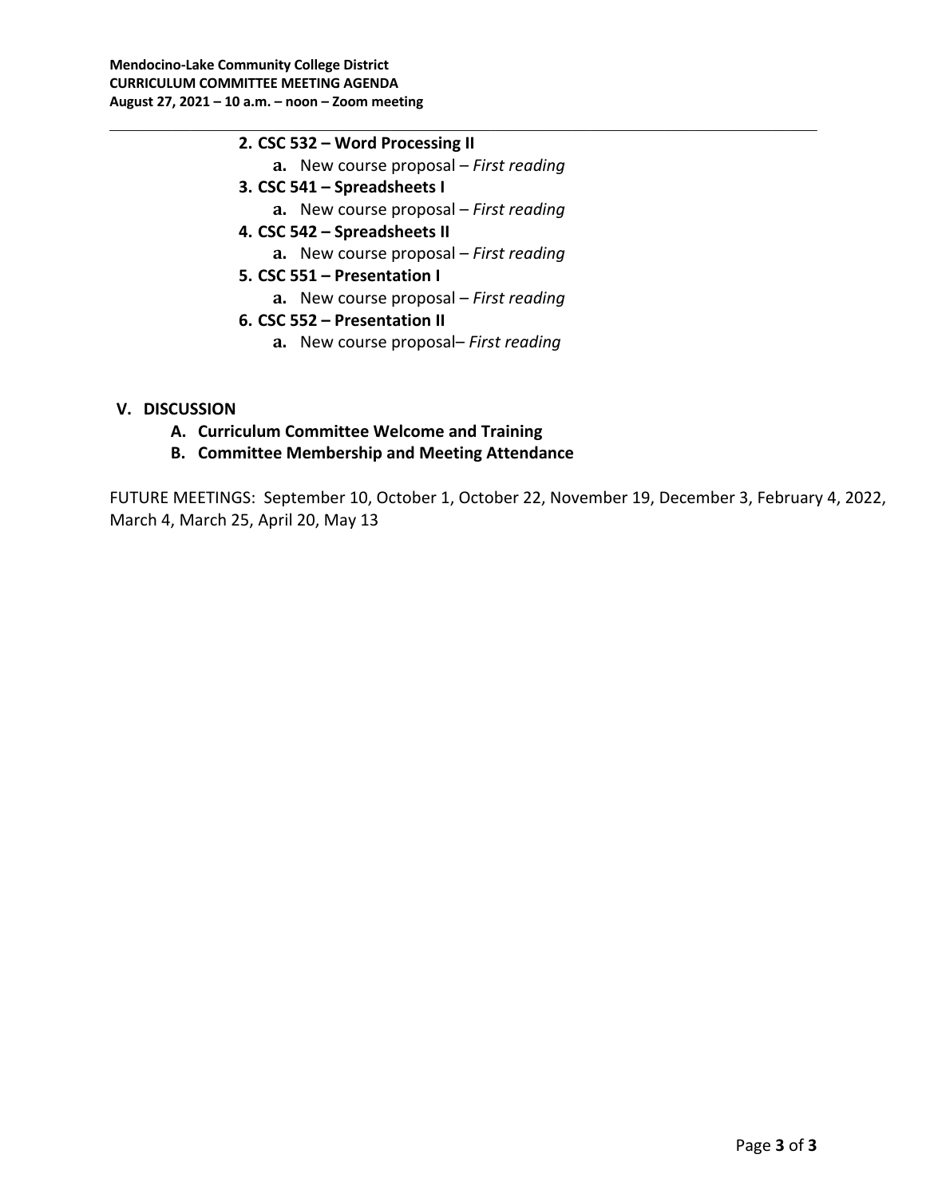2. **CSC 532 – Word Processing II**
    a. New course proposal – *First reading*
3. **CSC 541 – Spreadsheets I**
    a. New course proposal – *First reading*
4. **CSC 542 – Spreadsheets II**
    a. New course proposal – *First reading*
5. **CSC 551 – Presentation I**
    a. New course proposal – *First reading*
6. **CSC 552 – Presentation II**
    a. New course proposal– *First reading*

## V. DISCUSSION

**A. Curriculum Committee Welcome and Training**

**B. Committee Membership and Meeting Attendance**

FUTURE MEETINGS: September 10, October 1, October 22, November 19, December 3, February 4, 2022, March 4, March 25, April 20, May 13